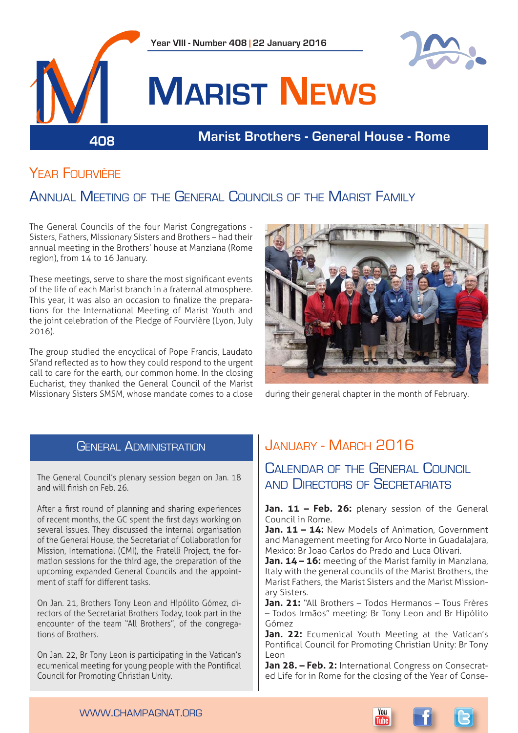Year VIII - Number 408 | 22 January 2016

# Marist News

408

Marist Brothers - General House - Rome

## Year Fourvière

## Annual Meeting of the General Councils of the Marist Family

The General Councils of the four Marist Congregations - Sisters, Fathers, Missionary Sisters and Brothers – had their annual meeting in the Brothers' house at Manziana (Rome region), from 14 to 16 January.

These meetings, serve to share the most significant events of the life of each Marist branch in a fraternal atmosphere. This year, it was also an occasion to finalize the preparations for the International Meeting of Marist Youth and the joint celebration of the Pledge of Fourvière (Lyon, July 2016).

The group studied the encyclical of Pope Francis, Laudato Si'and reflected as to how they could respond to the urgent call to care for the earth, our common home. In the closing Eucharist, they thanked the General Council of the Marist Missionary Sisters SMSM, whose mandate comes to a close during their general chapter in the month of February.

## General Administration

The General Council's plenary session began on Jan. 18 and will finish on Feb. 26.

After a first round of planning and sharing experiences of recent months, the GC spent the first days working on several issues. They discussed the internal organisation of the General House, the Secretariat of Collaboration for Mission, International (CMI), the Fratelli Project, the formation sessions for the third age, the preparation of the upcoming expanded General Councils and the appointment of staff for different tasks.

On Jan. 21, Brothers Tony Leon and Hipólito Gómez, directors of the Secretariat Brothers Today, took part in the encounter of the team "All Brothers", of the congregations of Brothers.

On Jan. 22, Br Tony Leon is participating in the Vatican's ecumenical meeting for young people with the Pontifical Council for Promoting Christian Unity.

## January - March 2016

## Calendar of the General Council and Directors of Secretariats

**Jan. 11 – Feb. 26:** plenary session of the General Council in Rome.
**Jan. 11 – 14:** New Models of Animation, Government and Management meeting for Arco Norte in Guadalajara, Mexico: Br Joao Carlos do Prado and Luca Olivari.
**Jan. 14 – 16:** meeting of the Marist family in Manziana, Italy with the general councils of the Marist Brothers, the Marist Fathers, the Marist Sisters and the Marist Missionary Sisters.
**Jan. 21:** "All Brothers – Todos Hermanos – Tous Frères – Todos Irmãos" meeting: Br Tony Leon and Br Hipólito Gómez
**Jan. 22:** Ecumenical Youth Meeting at the Vatican's Pontifical Council for Promoting Christian Unity: Br Tony Leon
**Jan 28. – Feb. 2:** International Congress on Consecrated Life for in Rome for the closing of the Year of Conse-

WWW.CHAMPAGNAT.ORG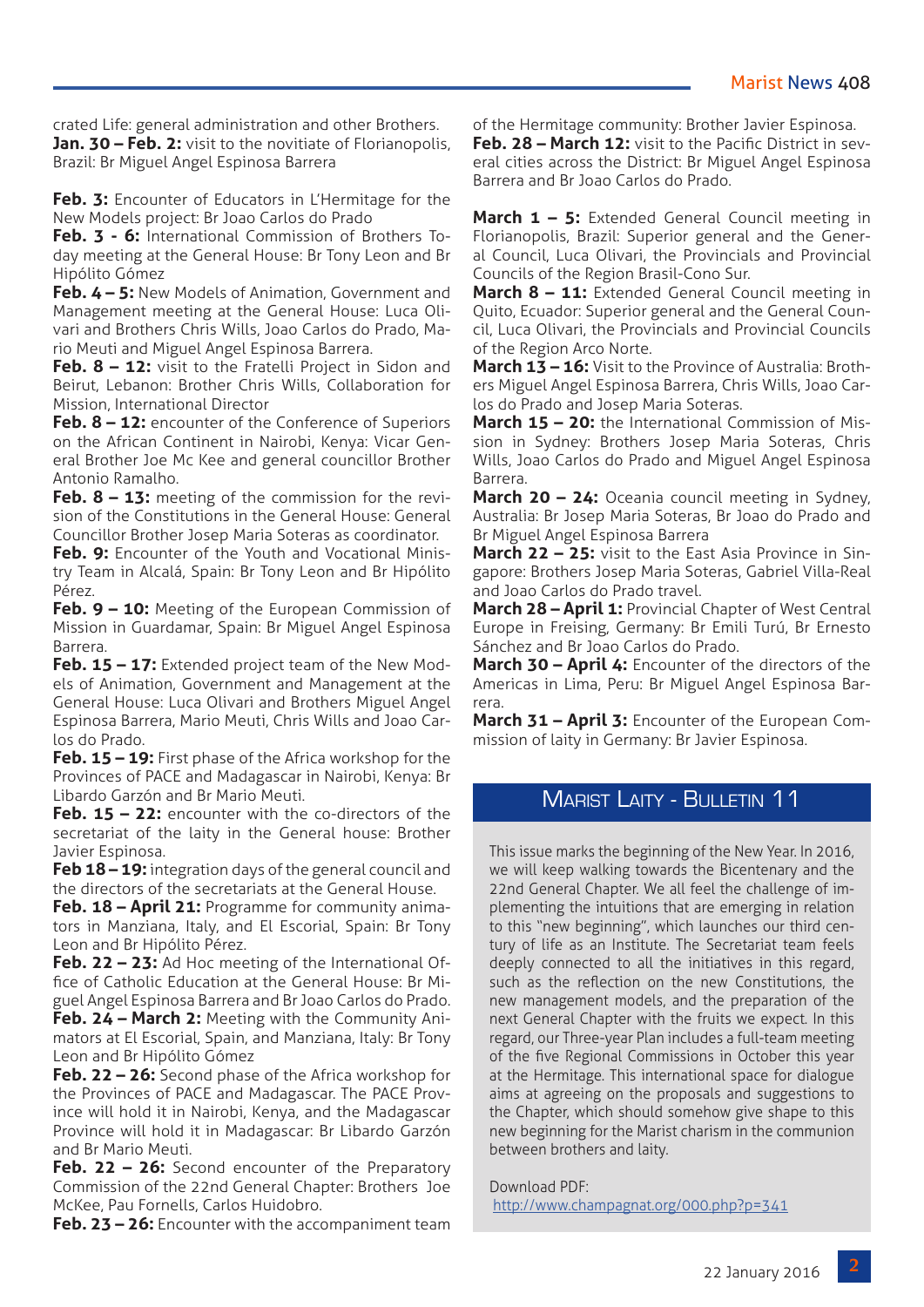crated Life: general administration and other Brothers.
**Jan. 30 – Feb. 2:** visit to the novitiate of Florianopolis, Brazil: Br Miguel Angel Espinosa Barrera

**Feb. 3:** Encounter of Educators in L'Hermitage for the New Models project: Br Joao Carlos do Prado
**Feb. 3 - 6:** International Commission of Brothers Today meeting at the General House: Br Tony Leon and Br Hipólito Gómez
**Feb. 4 – 5:** New Models of Animation, Government and Management meeting at the General House: Luca Olivari and Brothers Chris Wills, Joao Carlos do Prado, Mario Meuti and Miguel Angel Espinosa Barrera.
**Feb. 8 – 12:** visit to the Fratelli Project in Sidon and Beirut, Lebanon: Brother Chris Wills, Collaboration for Mission, International Director
**Feb. 8 – 12:** encounter of the Conference of Superiors on the African Continent in Nairobi, Kenya: Vicar General Brother Joe Mc Kee and general councillor Brother Antonio Ramalho.
**Feb. 8 – 13:** meeting of the commission for the revision of the Constitutions in the General House: General Councillor Brother Josep Maria Soteras as coordinator.
**Feb. 9:** Encounter of the Youth and Vocational Ministry Team in Alcalá, Spain: Br Tony Leon and Br Hipólito Pérez.
**Feb. 9 – 10:** Meeting of the European Commission of Mission in Guardamar, Spain: Br Miguel Angel Espinosa Barrera.
**Feb. 15 – 17:** Extended project team of the New Models of Animation, Government and Management at the General House: Luca Olivari and Brothers Miguel Angel Espinosa Barrera, Mario Meuti, Chris Wills and Joao Carlos do Prado.
**Feb. 15 – 19:** First phase of the Africa workshop for the Provinces of PACE and Madagascar in Nairobi, Kenya: Br Libardo Garzón and Br Mario Meuti.
**Feb. 15 – 22:** encounter with the co-directors of the secretariat of the laity in the General house: Brother Javier Espinosa.
**Feb 18 – 19:** integration days of the general council and the directors of the secretariats at the General House.
**Feb. 18 – April 21:** Programme for community animators in Manziana, Italy, and El Escorial, Spain: Br Tony Leon and Br Hipólito Pérez.
**Feb. 22 – 23:** Ad Hoc meeting of the International Office of Catholic Education at the General House: Br Miguel Angel Espinosa Barrera and Br Joao Carlos do Prado.
**Feb. 24 – March 2:** Meeting with the Community Animators at El Escorial, Spain, and Manziana, Italy: Br Tony Leon and Br Hipólito Gómez
**Feb. 22 – 26:** Second phase of the Africa workshop for the Provinces of PACE and Madagascar. The PACE Province will hold it in Nairobi, Kenya, and the Madagascar Province will hold it in Madagascar: Br Libardo Garzón and Br Mario Meuti.
**Feb. 22 – 26:** Second encounter of the Preparatory Commission of the 22nd General Chapter: Brothers Joe McKee, Pau Fornells, Carlos Huidobro.
**Feb. 23 – 26:** Encounter with the accompaniment team of the Hermitage community: Brother Javier Espinosa.
**Feb. 28 – March 12:** visit to the Pacific District in several cities across the District: Br Miguel Angel Espinosa Barrera and Br Joao Carlos do Prado.

**March 1 – 5:** Extended General Council meeting in Florianopolis, Brazil: Superior general and the General Council, Luca Olivari, the Provincials and Provincial Councils of the Region Brasil-Cono Sur.
**March 8 – 11:** Extended General Council meeting in Quito, Ecuador: Superior general and the General Council, Luca Olivari, the Provincials and Provincial Councils of the Region Arco Norte.
**March 13 – 16:** Visit to the Province of Australia: Brothers Miguel Angel Espinosa Barrera, Chris Wills, Joao Carlos do Prado and Josep Maria Soteras.
**March 15 – 20:** the International Commission of Mission in Sydney: Brothers Josep Maria Soteras, Chris Wills, Joao Carlos do Prado and Miguel Angel Espinosa Barrera.
**March 20 – 24:** Oceania council meeting in Sydney, Australia: Br Josep Maria Soteras, Br Joao do Prado and Br Miguel Angel Espinosa Barrera
**March 22 – 25:** visit to the East Asia Province in Singapore: Brothers Josep Maria Soteras, Gabriel Villa-Real and Joao Carlos do Prado travel.
**March 28 – April 1:** Provincial Chapter of West Central Europe in Freising, Germany: Br Emili Turú, Br Ernesto Sánchez and Br Joao Carlos do Prado.
**March 30 – April 4:** Encounter of the directors of the Americas in Lima, Peru: Br Miguel Angel Espinosa Barrera.
**March 31 – April 3:** Encounter of the European Commission of laity in Germany: Br Javier Espinosa.

## Marist Laity - Bulletin 11

This issue marks the beginning of the New Year. In 2016, we will keep walking towards the Bicentenary and the 22nd General Chapter. We all feel the challenge of implementing the intuitions that are emerging in relation to this "new beginning", which launches our third century of life as an Institute. The Secretariat team feels deeply connected to all the initiatives in this regard, such as the reflection on the new Constitutions, the new management models, and the preparation of the next General Chapter with the fruits we expect. In this regard, our Three-year Plan includes a full-team meeting of the five Regional Commissions in October this year at the Hermitage. This international space for dialogue aims at agreeing on the proposals and suggestions to the Chapter, which should somehow give shape to this new beginning for the Marist charism in the communion between brothers and laity.

Download PDF:
http://www.champagnat.org/000.php?p=341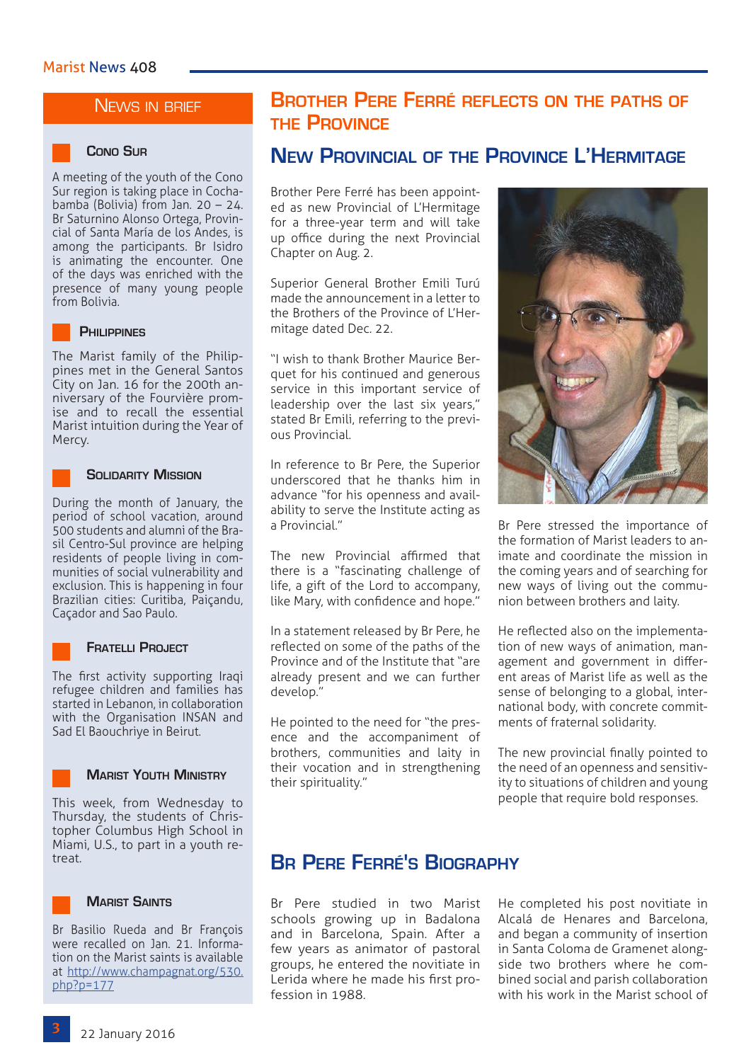## News in brief

### Cono Sur

A meeting of the youth of the Cono Sur region is taking place in Cochabamba (Bolivia) from Jan. 20 – 24. Br Saturnino Alonso Ortega, Provincial of Santa María de los Andes, is among the participants. Br Isidro is animating the encounter. One of the days was enriched with the presence of many young people from Bolivia.

### Philippines

The Marist family of the Philippines met in the General Santos City on Jan. 16 for the 200th anniversary of the Fourvière promise and to recall the essential Marist intuition during the Year of Mercy.

### Solidarity Mission

During the month of January, the period of school vacation, around 500 students and alumni of the Brasil Centro-Sul province are helping residents of people living in communities of social vulnerability and exclusion. This is happening in four Brazilian cities: Curitiba, Paiçandu, Caçador and Sao Paulo.

### Fratelli Project

The first activity supporting Iraqi refugee children and families has started in Lebanon, in collaboration with the Organisation INSAN and Sad El Baouchriye in Beirut.

### Marist Youth Ministry

This week, from Wednesday to Thursday, the students of Christopher Columbus High School in Miami, U.S., to part in a youth retreat.

### Marist Saints

Br Basilio Rueda and Br François were recalled on Jan. 21. Information on the Marist saints is available at http://www.champagnat.org/530.php?p=177

# Brother Pere Ferré reflects on the paths of the Province

## New Provincial of the Province L'Hermitage

Brother Pere Ferré has been appointed as new Provincial of L'Hermitage for a three-year term and will take up office during the next Provincial Chapter on Aug. 2.

Superior General Brother Emili Turú made the announcement in a letter to the Brothers of the Province of L'Hermitage dated Dec. 22.

"I wish to thank Brother Maurice Berquet for his continued and generous service in this important service of leadership over the last six years," stated Br Emili, referring to the previous Provincial.

In reference to Br Pere, the Superior underscored that he thanks him in advance "for his openness and availability to serve the Institute acting as a Provincial."

The new Provincial affirmed that there is a "fascinating challenge of life, a gift of the Lord to accompany, like Mary, with confidence and hope."

In a statement released by Br Pere, he reflected on some of the paths of the Province and of the Institute that "are already present and we can further develop."

He pointed to the need for "the presence and the accompaniment of brothers, communities and laity in their vocation and in strengthening their spirituality."

Br Pere stressed the importance of the formation of Marist leaders to animate and coordinate the mission in the coming years and of searching for new ways of living out the communion between brothers and laity.

He reflected also on the implementation of new ways of animation, management and government in different areas of Marist life as well as the sense of belonging to a global, international body, with concrete commitments of fraternal solidarity.

The new provincial finally pointed to the need of an openness and sensitivity to situations of children and young people that require bold responses.

## Br Pere Ferré's Biography

Br Pere studied in two Marist schools growing up in Badalona and in Barcelona, Spain. After a few years as animator of pastoral groups, he entered the novitiate in Lerida where he made his first profession in 1988.

He completed his post novitiate in Alcalá de Henares and Barcelona, and began a community of insertion in Santa Coloma de Gramenet alongside two brothers where he combined social and parish collaboration with his work in the Marist school of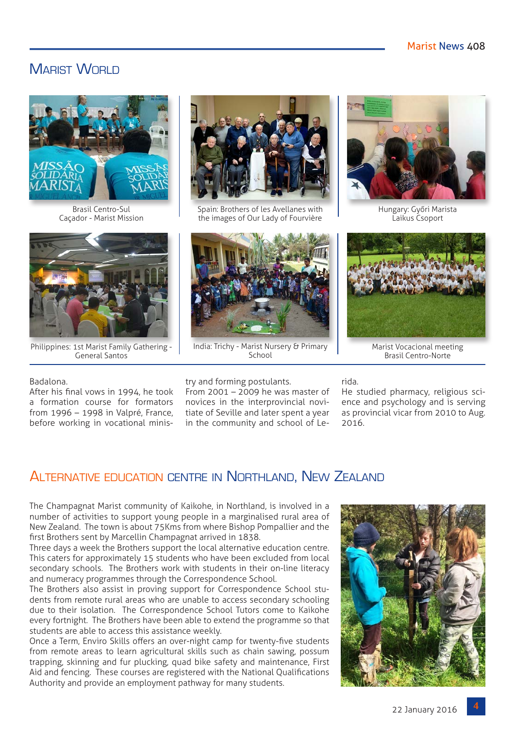## Marist World

Brasil Centro-Sul
Caçador - Marist Mission

Spain: Brothers of les Avellanes with the images of Our Lady of Fourvière

Hungary: Győri Marista Laikus Csoport

Philippines: 1st Marist Family Gathering - General Santos

India: Trichy - Marist Nursery & Primary School

Marist Vocacional meeting
Brasil Centro-Norte

Badalona.
After his final vows in 1994, he took a formation course for formators from 1996 – 1998 in Valpré, France, before working in vocational ministry and forming postulants.
From 2001 – 2009 he was master of novices in the interprovincial novitiate of Seville and later spent a year in the community and school of Lerida.
He studied pharmacy, religious science and psychology and is serving as provincial vicar from 2010 to Aug. 2016.

## Alternative education centre in Northland, New Zealand

The Champagnat Marist community of Kaikohe, in Northland, is involved in a number of activities to support young people in a marginalised rural area of New Zealand. The town is about 75Kms from where Bishop Pompallier and the first Brothers sent by Marcellin Champagnat arrived in 1838.
Three days a week the Brothers support the local alternative education centre. This caters for approximately 15 students who have been excluded from local secondary schools. The Brothers work with students in their on-line literacy and numeracy programmes through the Correspondence School.
The Brothers also assist in proving support for Correspondence School students from remote rural areas who are unable to access secondary schooling due to their isolation. The Correspondence School Tutors come to Kaikohe every fortnight. The Brothers have been able to extend the programme so that students are able to access this assistance weekly.
Once a Term, Enviro Skills offers an over-night camp for twenty-five students from remote areas to learn agricultural skills such as chain sawing, possum trapping, skinning and fur plucking, quad bike safety and maintenance, First Aid and fencing. These courses are registered with the National Qualifications Authority and provide an employment pathway for many students.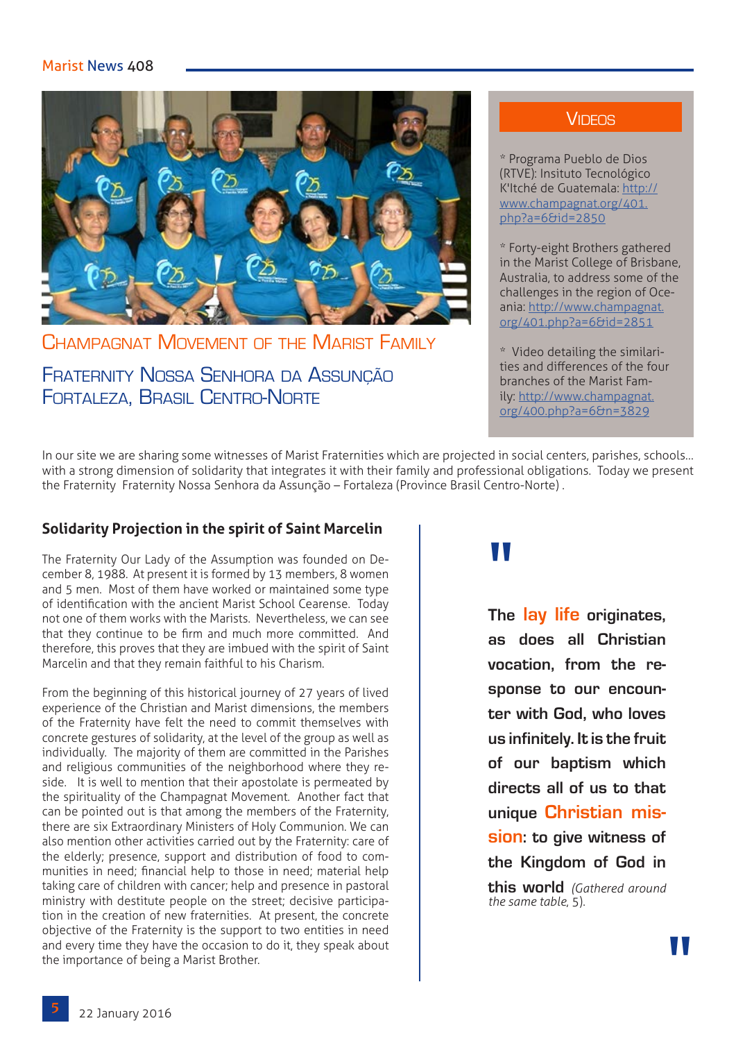## Champagnat Movement of the Marist Family

### Fraternity Nossa Senhora da Assunção Fortaleza, Brasil Centro-Norte

### Videos

* Programa Pueblo de Dios (RTVE): Insituto Tecnológico K'Itché de Guatemala: http://www.champagnat.org/401.php?a=6&id=2850

* Forty-eight Brothers gathered in the Marist College of Brisbane, Australia, to address some of the challenges in the region of Oceania: http://www.champagnat.org/401.php?a=6&id=2851

* Video detailing the similarities and differences of the four branches of the Marist Family: http://www.champagnat.org/400.php?a=6&n=3829

In our site we are sharing some witnesses of Marist Fraternities which are projected in social centers, parishes, schools... with a strong dimension of solidarity that integrates it with their family and professional obligations. Today we present the Fraternity Fraternity Nossa Senhora da Assunção – Fortaleza (Province Brasil Centro-Norte) .

### Solidarity Projection in the spirit of Saint Marcelin

The Fraternity Our Lady of the Assumption was founded on December 8, 1988. At present it is formed by 13 members, 8 women and 5 men. Most of them have worked or maintained some type of identification with the ancient Marist School Cearense. Today not one of them works with the Marists. Nevertheless, we can see that they continue to be firm and much more committed. And therefore, this proves that they are imbued with the spirit of Saint Marcelin and that they remain faithful to his Charism.

From the beginning of this historical journey of 27 years of lived experience of the Christian and Marist dimensions, the members of the Fraternity have felt the need to commit themselves with concrete gestures of solidarity, at the level of the group as well as individually. The majority of them are committed in the Parishes and religious communities of the neighborhood where they reside. It is well to mention that their apostolate is permeated by the spirituality of the Champagnat Movement. Another fact that can be pointed out is that among the members of the Fraternity, there are six Extraordinary Ministers of Holy Communion. We can also mention other activities carried out by the Fraternity: care of the elderly; presence, support and distribution of food to communities in need; financial help to those in need; material help taking care of children with cancer; help and presence in pastoral ministry with destitute people on the street; decisive participation in the creation of new fraternities. At present, the concrete objective of the Fraternity is the support to two entities in need and every time they have the occasion to do it, they speak about the importance of being a Marist Brother.

> **"The lay life originates, as does all Christian vocation, from the response to our encounter with God, who loves us infinitely. It is the fruit of our baptism which directs all of us to that unique Christian mission: to give witness of the Kingdom of God in this world"** *(Gathered around the same table*, 5).

22 January 2016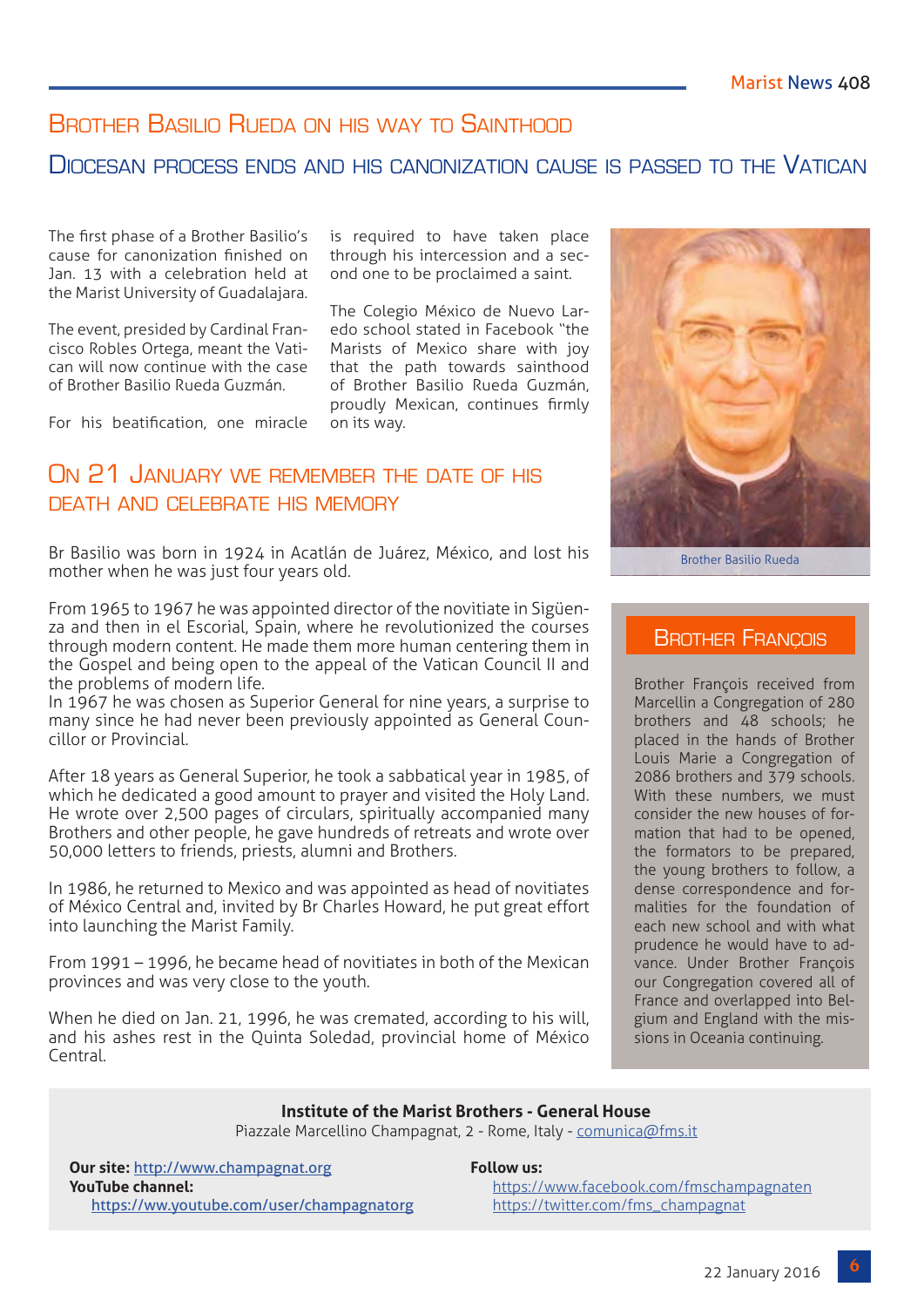## Brother Basilio Rueda on his way to Sainthood

### Diocesan process ends and his canonization cause is passed to the Vatican

The first phase of a Brother Basilio's cause for canonization finished on Jan. 13 with a celebration held at the Marist University of Guadalajara.

The event, presided by Cardinal Francisco Robles Ortega, meant the Vatican will now continue with the case of Brother Basilio Rueda Guzmán.

For his beatification, one miracle is required to have taken place through his intercession and a second one to be proclaimed a saint.

The Colegio México de Nuevo Laredo school stated in Facebook "the Marists of Mexico share with joy that the path towards sainthood of Brother Basilio Rueda Guzmán, proudly Mexican, continues firmly on its way.

Brother Basilio Rueda

### On 21 January we remember the date of his death and celebrate his memory

Br Basilio was born in 1924 in Acatlán de Juárez, México, and lost his mother when he was just four years old.

From 1965 to 1967 he was appointed director of the novitiate in Sigüenza and then in el Escorial, Spain, where he revolutionized the courses through modern content. He made them more human centering them in the Gospel and being open to the appeal of the Vatican Council II and the problems of modern life.
In 1967 he was chosen as Superior General for nine years, a surprise to many since he had never been previously appointed as General Councillor or Provincial.

After 18 years as General Superior, he took a sabbatical year in 1985, of which he dedicated a good amount to prayer and visited the Holy Land. He wrote over 2,500 pages of circulars, spiritually accompanied many Brothers and other people, he gave hundreds of retreats and wrote over 50,000 letters to friends, priests, alumni and Brothers.

In 1986, he returned to Mexico and was appointed as head of novitiates of México Central and, invited by Br Charles Howard, he put great effort into launching the Marist Family.

From 1991 – 1996, he became head of novitiates in both of the Mexican provinces and was very close to the youth.

When he died on Jan. 21, 1996, he was cremated, according to his will, and his ashes rest in the Quinta Soledad, provincial home of México Central.

### Brother François

Brother François received from Marcellin a Congregation of 280 brothers and 48 schools; he placed in the hands of Brother Louis Marie a Congregation of 2086 brothers and 379 schools. With these numbers, we must consider the new houses of formation that had to be opened, the formators to be prepared, the young brothers to follow, a dense correspondence and formalities for the foundation of each new school and with what prudence he would have to advance. Under Brother François our Congregation covered all of France and overlapped into Belgium and England with the missions in Oceania continuing.

---

**Institute of the Marist Brothers - General House**
Piazzale Marcellino Champagnat, 2 - Rome, Italy - comunica@fms.it

**Our site:** http://www.champagnat.org
**YouTube channel:**
https://ww.youtube.com/user/champagnatorg

**Follow us:**
https://www.facebook.com/fmschampagnaten
https://twitter.com/fms_champagnat

22 January 2016